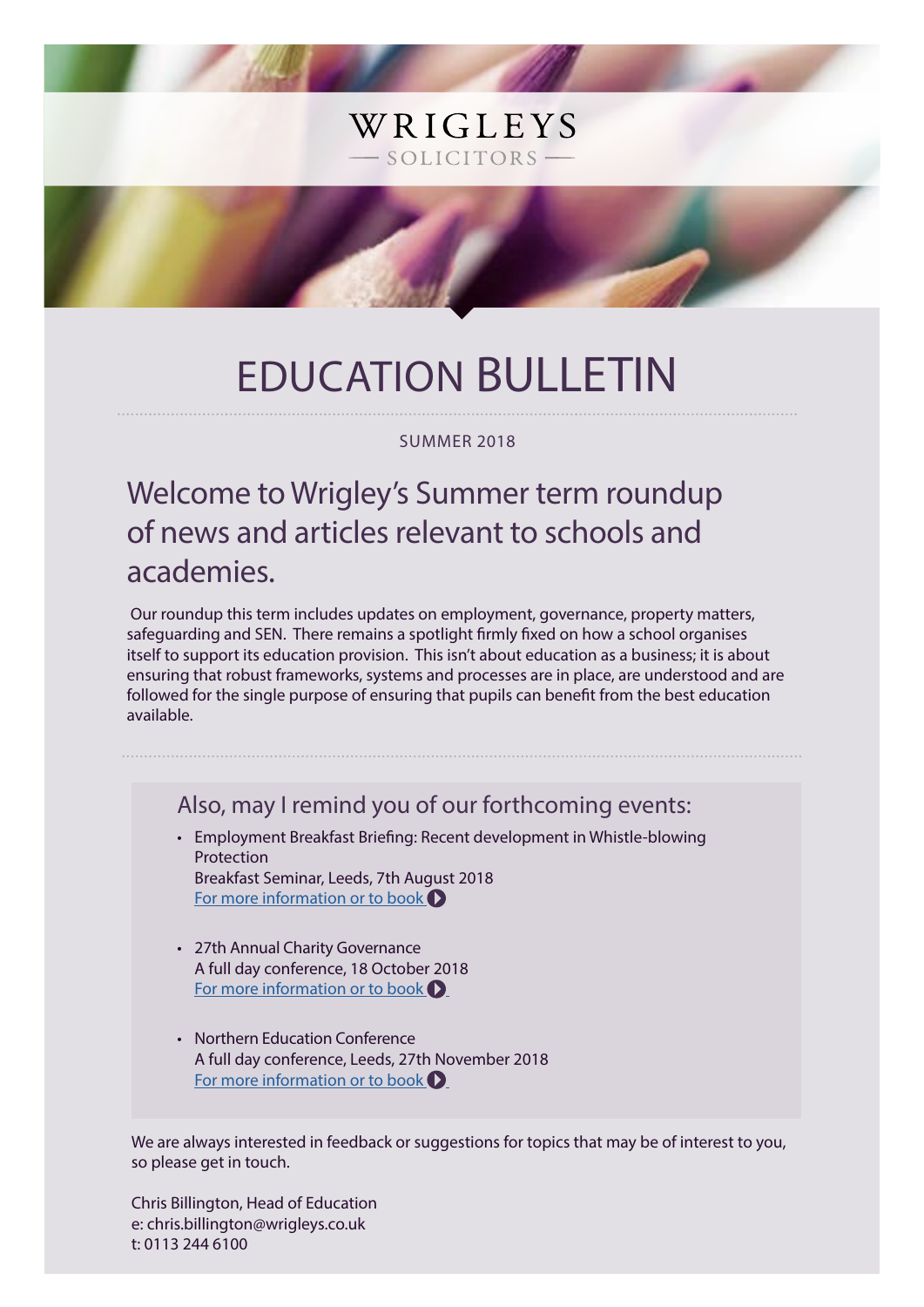WRIGLEYS

— SOLICITORS —

# EDUCATION BULLETIN

SUMMER 2018

## Welcome to Wrigley's Summer term roundup of news and articles relevant to schools and academies.

Our roundup this term includes updates on employment, governance, property matters, safeguarding and SEN. There remains a spotlight firmly fixed on how a school organises itself to support its education provision. This isn't about education as a business; it is about ensuring that robust frameworks, systems and processes are in place, are understood and are followed for the single purpose of ensuring that pupils can benefit from the best education available.

### Also, may I remind you of our forthcoming events:

- Employment Breakfast Briefing: Recent development in Whistle-blowing Protection
  Breakfast Seminar, Leeds, 7th August 2018
  For more information or to book

- 27th Annual Charity Governance
  A full day conference, 18 October 2018
  For more information or to book

- Northern Education Conference
  A full day conference, Leeds, 27th November 2018
  For more information or to book

We are always interested in feedback or suggestions for topics that may be of interest to you, so please get in touch.

Chris Billington, Head of Education
e: chris.billington@wrigleys.co.uk
t: 0113 244 6100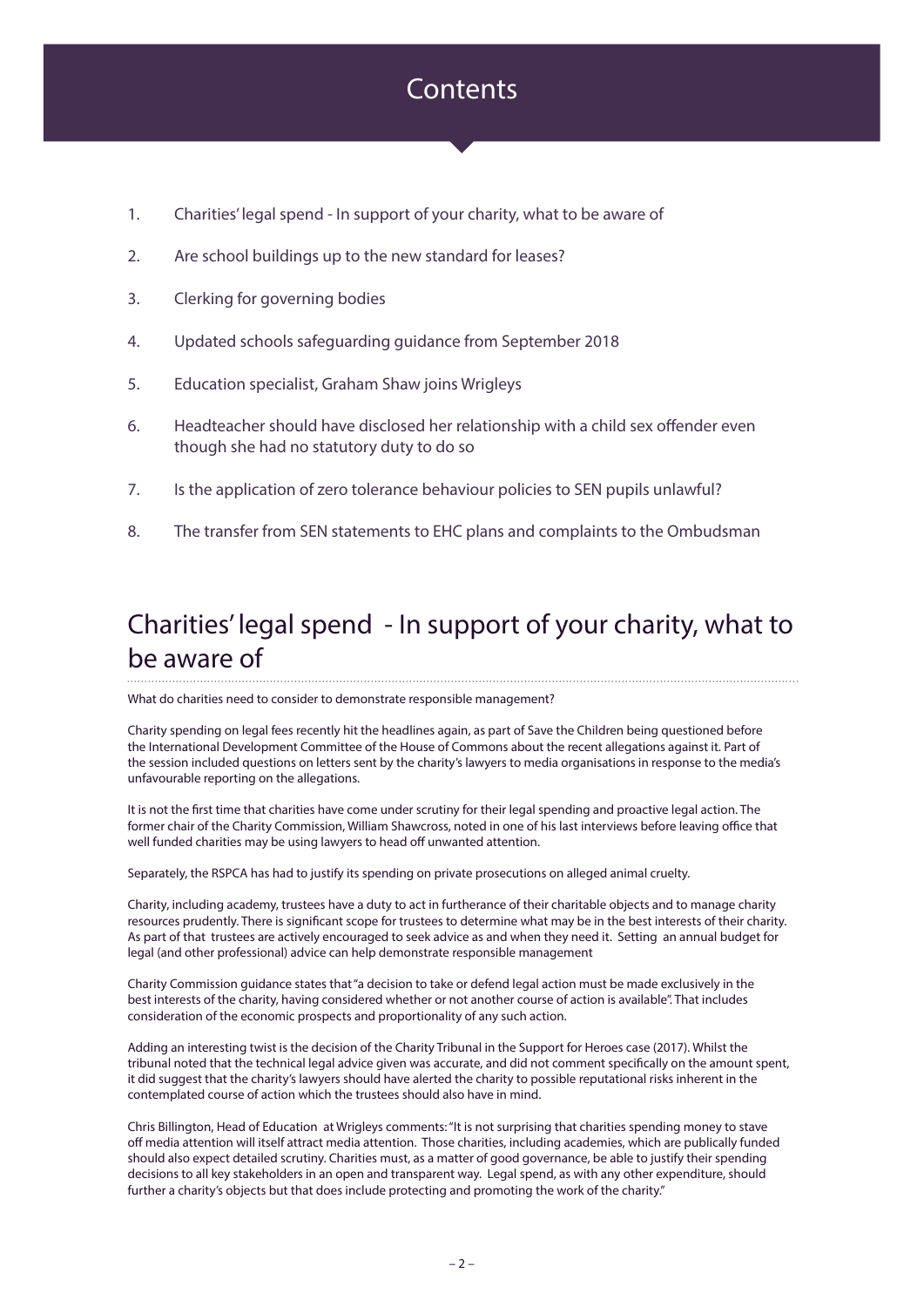# Contents

1. Charities' legal spend - In support of your charity, what to be aware of
2. Are school buildings up to the new standard for leases?
3. Clerking for governing bodies
4. Updated schools safeguarding guidance from September 2018
5. Education specialist, Graham Shaw joins Wrigleys
6. Headteacher should have disclosed her relationship with a child sex offender even though she had no statutory duty to do so
7. Is the application of zero tolerance behaviour policies to SEN pupils unlawful?
8. The transfer from SEN statements to EHC plans and complaints to the Ombudsman

## Charities' legal spend - In support of your charity, what to be aware of

What do charities need to consider to demonstrate responsible management?

Charity spending on legal fees recently hit the headlines again, as part of Save the Children being questioned before the International Development Committee of the House of Commons about the recent allegations against it. Part of the session included questions on letters sent by the charity's lawyers to media organisations in response to the media's unfavourable reporting on the allegations.

It is not the first time that charities have come under scrutiny for their legal spending and proactive legal action. The former chair of the Charity Commission, William Shawcross, noted in one of his last interviews before leaving office that well funded charities may be using lawyers to head off unwanted attention.

Separately, the RSPCA has had to justify its spending on private prosecutions on alleged animal cruelty.

Charity, including academy, trustees have a duty to act in furtherance of their charitable objects and to manage charity resources prudently. There is significant scope for trustees to determine what may be in the best interests of their charity. As part of that trustees are actively encouraged to seek advice as and when they need it. Setting an annual budget for legal (and other professional) advice can help demonstrate responsible management

Charity Commission guidance states that "a decision to take or defend legal action must be made exclusively in the best interests of the charity, having considered whether or not another course of action is available". That includes consideration of the economic prospects and proportionality of any such action.

Adding an interesting twist is the decision of the Charity Tribunal in the Support for Heroes case (2017). Whilst the tribunal noted that the technical legal advice given was accurate, and did not comment specifically on the amount spent, it did suggest that the charity's lawyers should have alerted the charity to possible reputational risks inherent in the contemplated course of action which the trustees should also have in mind.

Chris Billington, Head of Education at Wrigleys comments: "It is not surprising that charities spending money to stave off media attention will itself attract media attention. Those charities, including academies, which are publically funded should also expect detailed scrutiny. Charities must, as a matter of good governance, be able to justify their spending decisions to all key stakeholders in an open and transparent way. Legal spend, as with any other expenditure, should further a charity's objects but that does include protecting and promoting the work of the charity."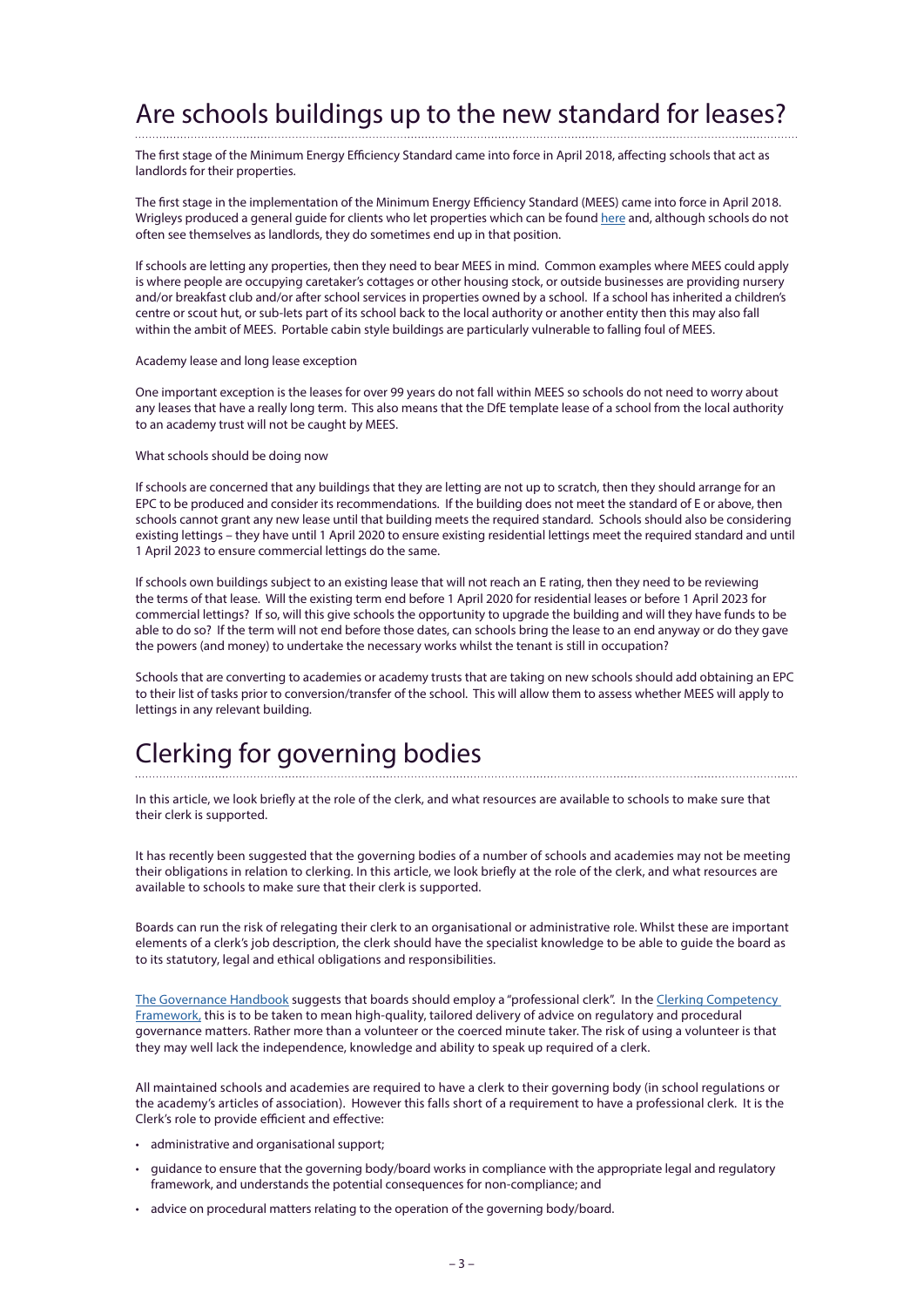# Are schools buildings up to the new standard for leases?

The first stage of the Minimum Energy Efficiency Standard came into force in April 2018, affecting schools that act as landlords for their properties.

The first stage in the implementation of the Minimum Energy Efficiency Standard (MEES) came into force in April 2018. Wrigleys produced a general guide for clients who let properties which can be found [here]() and, although schools do not often see themselves as landlords, they do sometimes end up in that position.

If schools are letting any properties, then they need to bear MEES in mind. Common examples where MEES could apply is where people are occupying caretaker's cottages or other housing stock, or outside businesses are providing nursery and/or breakfast club and/or after school services in properties owned by a school. If a school has inherited a children's centre or scout hut, or sub-lets part of its school back to the local authority or another entity then this may also fall within the ambit of MEES. Portable cabin style buildings are particularly vulnerable to falling foul of MEES.

Academy lease and long lease exception

One important exception is the leases for over 99 years do not fall within MEES so schools do not need to worry about any leases that have a really long term. This also means that the DfE template lease of a school from the local authority to an academy trust will not be caught by MEES.

What schools should be doing now

If schools are concerned that any buildings that they are letting are not up to scratch, then they should arrange for an EPC to be produced and consider its recommendations. If the building does not meet the standard of E or above, then schools cannot grant any new lease until that building meets the required standard. Schools should also be considering existing lettings – they have until 1 April 2020 to ensure existing residential lettings meet the required standard and until 1 April 2023 to ensure commercial lettings do the same.

If schools own buildings subject to an existing lease that will not reach an E rating, then they need to be reviewing the terms of that lease. Will the existing term end before 1 April 2020 for residential leases or before 1 April 2023 for commercial lettings? If so, will this give schools the opportunity to upgrade the building and will they have funds to be able to do so? If the term will not end before those dates, can schools bring the lease to an end anyway or do they gave the powers (and money) to undertake the necessary works whilst the tenant is still in occupation?

Schools that are converting to academies or academy trusts that are taking on new schools should add obtaining an EPC to their list of tasks prior to conversion/transfer of the school. This will allow them to assess whether MEES will apply to lettings in any relevant building.

# Clerking for governing bodies

In this article, we look briefly at the role of the clerk, and what resources are available to schools to make sure that their clerk is supported.

It has recently been suggested that the governing bodies of a number of schools and academies may not be meeting their obligations in relation to clerking. In this article, we look briefly at the role of the clerk, and what resources are available to schools to make sure that their clerk is supported.

Boards can run the risk of relegating their clerk to an organisational or administrative role. Whilst these are important elements of a clerk's job description, the clerk should have the specialist knowledge to be able to guide the board as to its statutory, legal and ethical obligations and responsibilities.

[The Governance Handbook]() suggests that boards should employ a "professional clerk". In the [Clerking Competency Framework,]() this is to be taken to mean high-quality, tailored delivery of advice on regulatory and procedural governance matters. Rather more than a volunteer or the coerced minute taker. The risk of using a volunteer is that they may well lack the independence, knowledge and ability to speak up required of a clerk.

All maintained schools and academies are required to have a clerk to their governing body (in school regulations or the academy's articles of association). However this falls short of a requirement to have a professional clerk. It is the Clerk's role to provide efficient and effective:

- administrative and organisational support;
- guidance to ensure that the governing body/board works in compliance with the appropriate legal and regulatory framework, and understands the potential consequences for non-compliance; and
- advice on procedural matters relating to the operation of the governing body/board.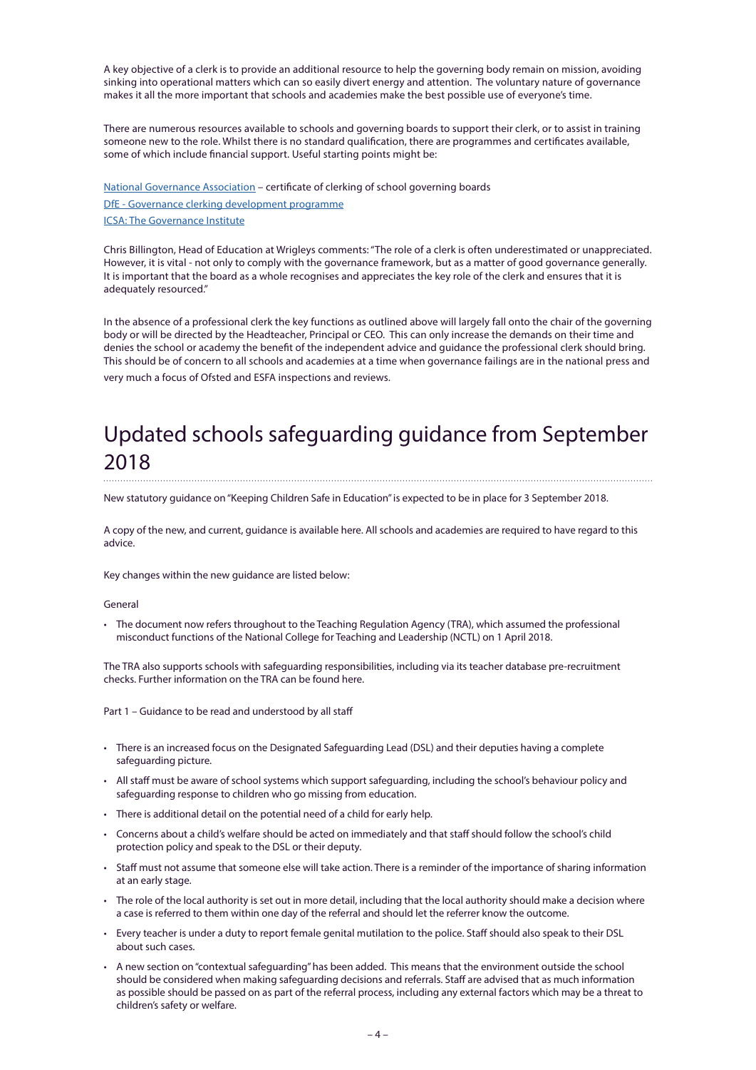A key objective of a clerk is to provide an additional resource to help the governing body remain on mission, avoiding sinking into operational matters which can so easily divert energy and attention. The voluntary nature of governance makes it all the more important that schools and academies make the best possible use of everyone's time.

There are numerous resources available to schools and governing boards to support their clerk, or to assist in training someone new to the role. Whilst there is no standard qualification, there are programmes and certificates available, some of which include financial support. Useful starting points might be:

National Governance Association – certificate of clerking of school governing boards
DfE - Governance clerking development programme
ICSA: The Governance Institute

Chris Billington, Head of Education at Wrigleys comments: "The role of a clerk is often underestimated or unappreciated. However, it is vital - not only to comply with the governance framework, but as a matter of good governance generally. It is important that the board as a whole recognises and appreciates the key role of the clerk and ensures that it is adequately resourced."

In the absence of a professional clerk the key functions as outlined above will largely fall onto the chair of the governing body or will be directed by the Headteacher, Principal or CEO. This can only increase the demands on their time and denies the school or academy the benefit of the independent advice and guidance the professional clerk should bring. This should be of concern to all schools and academies at a time when governance failings are in the national press and very much a focus of Ofsted and ESFA inspections and reviews.

## Updated schools safeguarding guidance from September 2018

New statutory guidance on "Keeping Children Safe in Education" is expected to be in place for 3 September 2018.

A copy of the new, and current, guidance is available here. All schools and academies are required to have regard to this advice.

Key changes within the new guidance are listed below:

General

- The document now refers throughout to the Teaching Regulation Agency (TRA), which assumed the professional misconduct functions of the National College for Teaching and Leadership (NCTL) on 1 April 2018.

The TRA also supports schools with safeguarding responsibilities, including via its teacher database pre-recruitment checks. Further information on the TRA can be found here.

Part 1 – Guidance to be read and understood by all staff

- There is an increased focus on the Designated Safeguarding Lead (DSL) and their deputies having a complete safeguarding picture.
- All staff must be aware of school systems which support safeguarding, including the school's behaviour policy and safeguarding response to children who go missing from education.
- There is additional detail on the potential need of a child for early help.
- Concerns about a child's welfare should be acted on immediately and that staff should follow the school's child protection policy and speak to the DSL or their deputy.
- Staff must not assume that someone else will take action. There is a reminder of the importance of sharing information at an early stage.
- The role of the local authority is set out in more detail, including that the local authority should make a decision where a case is referred to them within one day of the referral and should let the referrer know the outcome.
- Every teacher is under a duty to report female genital mutilation to the police. Staff should also speak to their DSL about such cases.
- A new section on "contextual safeguarding" has been added. This means that the environment outside the school should be considered when making safeguarding decisions and referrals. Staff are advised that as much information as possible should be passed on as part of the referral process, including any external factors which may be a threat to children's safety or welfare.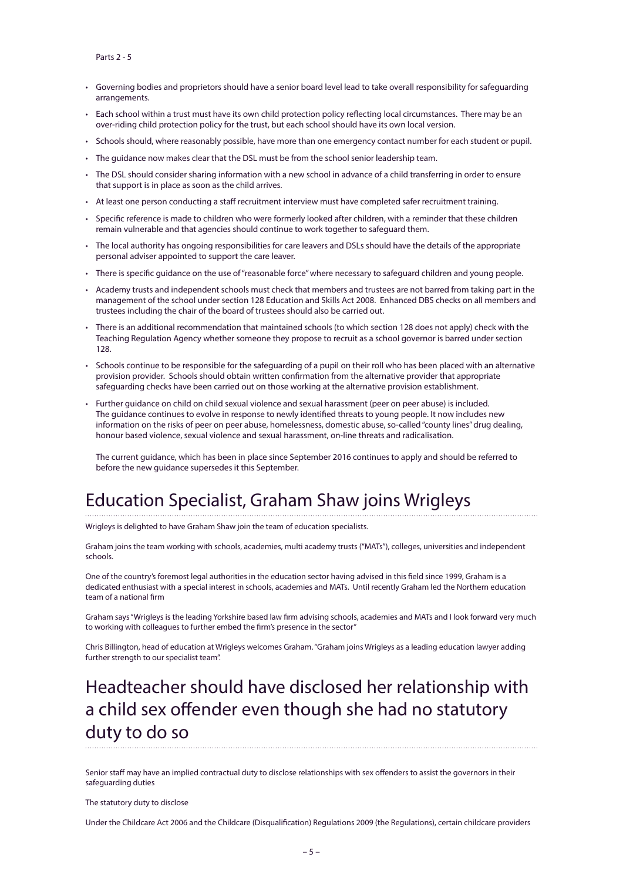Parts 2 - 5

- Governing bodies and proprietors should have a senior board level lead to take overall responsibility for safeguarding arrangements.
- Each school within a trust must have its own child protection policy reflecting local circumstances. There may be an over-riding child protection policy for the trust, but each school should have its own local version.
- Schools should, where reasonably possible, have more than one emergency contact number for each student or pupil.
- The guidance now makes clear that the DSL must be from the school senior leadership team.
- The DSL should consider sharing information with a new school in advance of a child transferring in order to ensure that support is in place as soon as the child arrives.
- At least one person conducting a staff recruitment interview must have completed safer recruitment training.
- Specific reference is made to children who were formerly looked after children, with a reminder that these children remain vulnerable and that agencies should continue to work together to safeguard them.
- The local authority has ongoing responsibilities for care leavers and DSLs should have the details of the appropriate personal adviser appointed to support the care leaver.
- There is specific guidance on the use of "reasonable force" where necessary to safeguard children and young people.
- Academy trusts and independent schools must check that members and trustees are not barred from taking part in the management of the school under section 128 Education and Skills Act 2008. Enhanced DBS checks on all members and trustees including the chair of the board of trustees should also be carried out.
- There is an additional recommendation that maintained schools (to which section 128 does not apply) check with the Teaching Regulation Agency whether someone they propose to recruit as a school governor is barred under section 128.
- Schools continue to be responsible for the safeguarding of a pupil on their roll who has been placed with an alternative provision provider. Schools should obtain written confirmation from the alternative provider that appropriate safeguarding checks have been carried out on those working at the alternative provision establishment.
- Further guidance on child on child sexual violence and sexual harassment (peer on peer abuse) is included. The guidance continues to evolve in response to newly identified threats to young people. It now includes new information on the risks of peer on peer abuse, homelessness, domestic abuse, so-called "county lines" drug dealing, honour based violence, sexual violence and sexual harassment, on-line threats and radicalisation.

  The current guidance, which has been in place since September 2016 continues to apply and should be referred to before the new guidance supersedes it this September.

# Education Specialist, Graham Shaw joins Wrigleys

Wrigleys is delighted to have Graham Shaw join the team of education specialists.

Graham joins the team working with schools, academies, multi academy trusts ("MATs"), colleges, universities and independent schools.

One of the country's foremost legal authorities in the education sector having advised in this field since 1999, Graham is a dedicated enthusiast with a special interest in schools, academies and MATs. Until recently Graham led the Northern education team of a national firm

Graham says "Wrigleys is the leading Yorkshire based law firm advising schools, academies and MATs and I look forward very much to working with colleagues to further embed the firm's presence in the sector"

Chris Billington, head of education at Wrigleys welcomes Graham. "Graham joins Wrigleys as a leading education lawyer adding further strength to our specialist team".

# Headteacher should have disclosed her relationship with a child sex offender even though she had no statutory duty to do so

Senior staff may have an implied contractual duty to disclose relationships with sex offenders to assist the governors in their safeguarding duties

The statutory duty to disclose

Under the Childcare Act 2006 and the Childcare (Disqualification) Regulations 2009 (the Regulations), certain childcare providers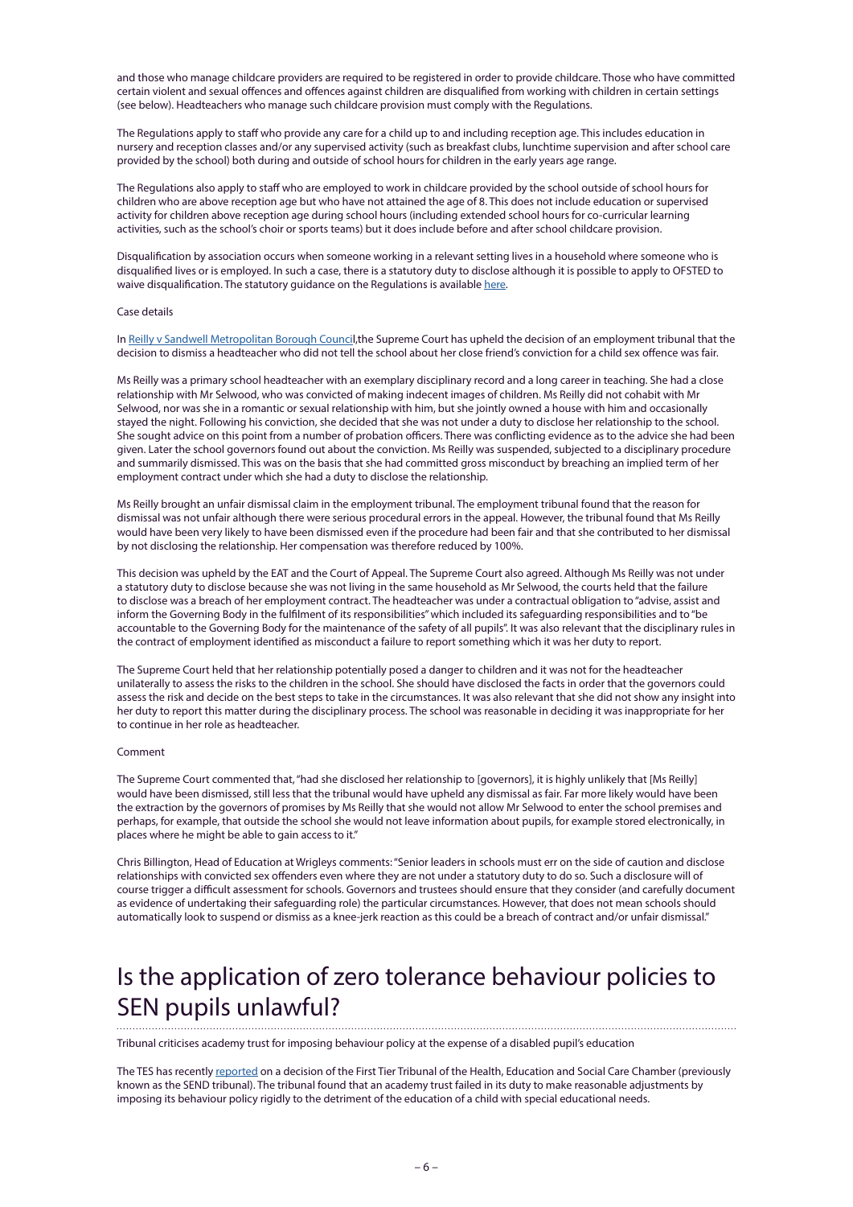and those who manage childcare providers are required to be registered in order to provide childcare. Those who have committed certain violent and sexual offences and offences against children are disqualified from working with children in certain settings (see below). Headteachers who manage such childcare provision must comply with the Regulations.

The Regulations apply to staff who provide any care for a child up to and including reception age. This includes education in nursery and reception classes and/or any supervised activity (such as breakfast clubs, lunchtime supervision and after school care provided by the school) both during and outside of school hours for children in the early years age range.

The Regulations also apply to staff who are employed to work in childcare provided by the school outside of school hours for children who are above reception age but who have not attained the age of 8. This does not include education or supervised activity for children above reception age during school hours (including extended school hours for co-curricular learning activities, such as the school's choir or sports teams) but it does include before and after school childcare provision.

Disqualification by association occurs when someone working in a relevant setting lives in a household where someone who is disqualified lives or is employed. In such a case, there is a statutory duty to disclose although it is possible to apply to OFSTED to waive disqualification. The statutory guidance on the Regulations is available here.

Case details

In Reilly v Sandwell Metropolitan Borough Council, the Supreme Court has upheld the decision of an employment tribunal that the decision to dismiss a headteacher who did not tell the school about her close friend's conviction for a child sex offence was fair.

Ms Reilly was a primary school headteacher with an exemplary disciplinary record and a long career in teaching. She had a close relationship with Mr Selwood, who was convicted of making indecent images of children. Ms Reilly did not cohabit with Mr Selwood, nor was she in a romantic or sexual relationship with him, but she jointly owned a house with him and occasionally stayed the night. Following his conviction, she decided that she was not under a duty to disclose her relationship to the school. She sought advice on this point from a number of probation officers. There was conflicting evidence as to the advice she had been given. Later the school governors found out about the conviction. Ms Reilly was suspended, subjected to a disciplinary procedure and summarily dismissed. This was on the basis that she had committed gross misconduct by breaching an implied term of her employment contract under which she had a duty to disclose the relationship.

Ms Reilly brought an unfair dismissal claim in the employment tribunal. The employment tribunal found that the reason for dismissal was not unfair although there were serious procedural errors in the appeal. However, the tribunal found that Ms Reilly would have been very likely to have been dismissed even if the procedure had been fair and that she contributed to her dismissal by not disclosing the relationship. Her compensation was therefore reduced by 100%.

This decision was upheld by the EAT and the Court of Appeal. The Supreme Court also agreed. Although Ms Reilly was not under a statutory duty to disclose because she was not living in the same household as Mr Selwood, the courts held that the failure to disclose was a breach of her employment contract. The headteacher was under a contractual obligation to "advise, assist and inform the Governing Body in the fulfilment of its responsibilities" which included its safeguarding responsibilities and to "be accountable to the Governing Body for the maintenance of the safety of all pupils". It was also relevant that the disciplinary rules in the contract of employment identified as misconduct a failure to report something which it was her duty to report.

The Supreme Court held that her relationship potentially posed a danger to children and it was not for the headteacher unilaterally to assess the risks to the children in the school. She should have disclosed the facts in order that the governors could assess the risk and decide on the best steps to take in the circumstances. It was also relevant that she did not show any insight into her duty to report this matter during the disciplinary process. The school was reasonable in deciding it was inappropriate for her to continue in her role as headteacher.

Comment

The Supreme Court commented that, "had she disclosed her relationship to [governors], it is highly unlikely that [Ms Reilly] would have been dismissed, still less that the tribunal would have upheld any dismissal as fair. Far more likely would have been the extraction by the governors of promises by Ms Reilly that she would not allow Mr Selwood to enter the school premises and perhaps, for example, that outside the school she would not leave information about pupils, for example stored electronically, in places where he might be able to gain access to it."

Chris Billington, Head of Education at Wrigleys comments: "Senior leaders in schools must err on the side of caution and disclose relationships with convicted sex offenders even where they are not under a statutory duty to do so. Such a disclosure will of course trigger a difficult assessment for schools. Governors and trustees should ensure that they consider (and carefully document as evidence of undertaking their safeguarding role) the particular circumstances. However, that does not mean schools should automatically look to suspend or dismiss as a knee-jerk reaction as this could be a breach of contract and/or unfair dismissal."

# Is the application of zero tolerance behaviour policies to SEN pupils unlawful?

Tribunal criticises academy trust for imposing behaviour policy at the expense of a disabled pupil's education

The TES has recently reported on a decision of the First Tier Tribunal of the Health, Education and Social Care Chamber (previously known as the SEND tribunal). The tribunal found that an academy trust failed in its duty to make reasonable adjustments by imposing its behaviour policy rigidly to the detriment of the education of a child with special educational needs.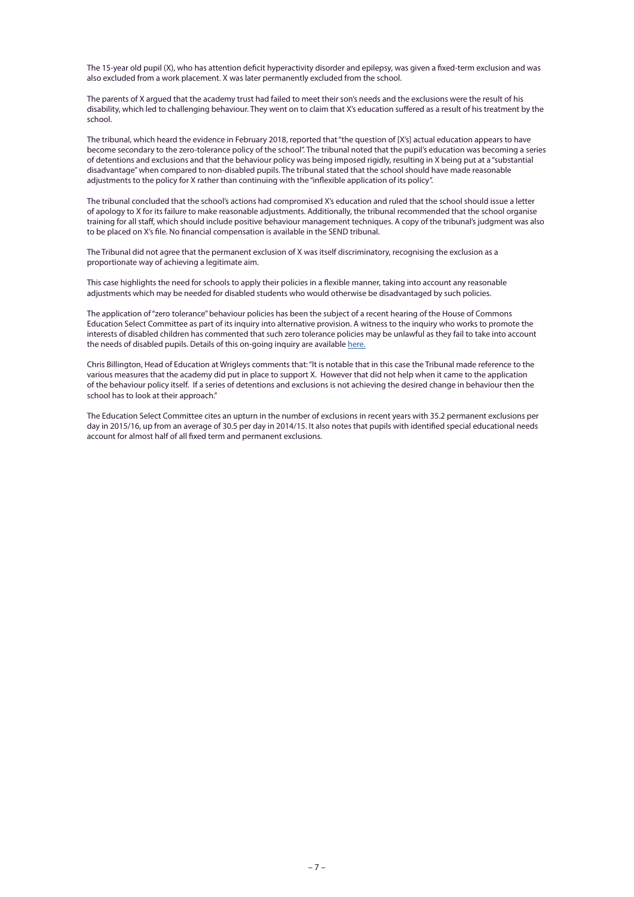The 15-year old pupil (X), who has attention deficit hyperactivity disorder and epilepsy, was given a fixed-term exclusion and was also excluded from a work placement. X was later permanently excluded from the school.

The parents of X argued that the academy trust had failed to meet their son's needs and the exclusions were the result of his disability, which led to challenging behaviour. They went on to claim that X's education suffered as a result of his treatment by the school.

The tribunal, which heard the evidence in February 2018, reported that "the question of [X's] actual education appears to have become secondary to the zero-tolerance policy of the school". The tribunal noted that the pupil's education was becoming a series of detentions and exclusions and that the behaviour policy was being imposed rigidly, resulting in X being put at a "substantial disadvantage" when compared to non-disabled pupils. The tribunal stated that the school should have made reasonable adjustments to the policy for X rather than continuing with the "inflexible application of its policy".

The tribunal concluded that the school's actions had compromised X's education and ruled that the school should issue a letter of apology to X for its failure to make reasonable adjustments. Additionally, the tribunal recommended that the school organise training for all staff, which should include positive behaviour management techniques. A copy of the tribunal's judgment was also to be placed on X's file. No financial compensation is available in the SEND tribunal.

The Tribunal did not agree that the permanent exclusion of X was itself discriminatory, recognising the exclusion as a proportionate way of achieving a legitimate aim.

This case highlights the need for schools to apply their policies in a flexible manner, taking into account any reasonable adjustments which may be needed for disabled students who would otherwise be disadvantaged by such policies.

The application of "zero tolerance" behaviour policies has been the subject of a recent hearing of the House of Commons Education Select Committee as part of its inquiry into alternative provision. A witness to the inquiry who works to promote the interests of disabled children has commented that such zero tolerance policies may be unlawful as they fail to take into account the needs of disabled pupils. Details of this on-going inquiry are available here.

Chris Billington, Head of Education at Wrigleys comments that: "It is notable that in this case the Tribunal made reference to the various measures that the academy did put in place to support X. However that did not help when it came to the application of the behaviour policy itself. If a series of detentions and exclusions is not achieving the desired change in behaviour then the school has to look at their approach."

The Education Select Committee cites an upturn in the number of exclusions in recent years with 35.2 permanent exclusions per day in 2015/16, up from an average of 30.5 per day in 2014/15. It also notes that pupils with identified special educational needs account for almost half of all fixed term and permanent exclusions.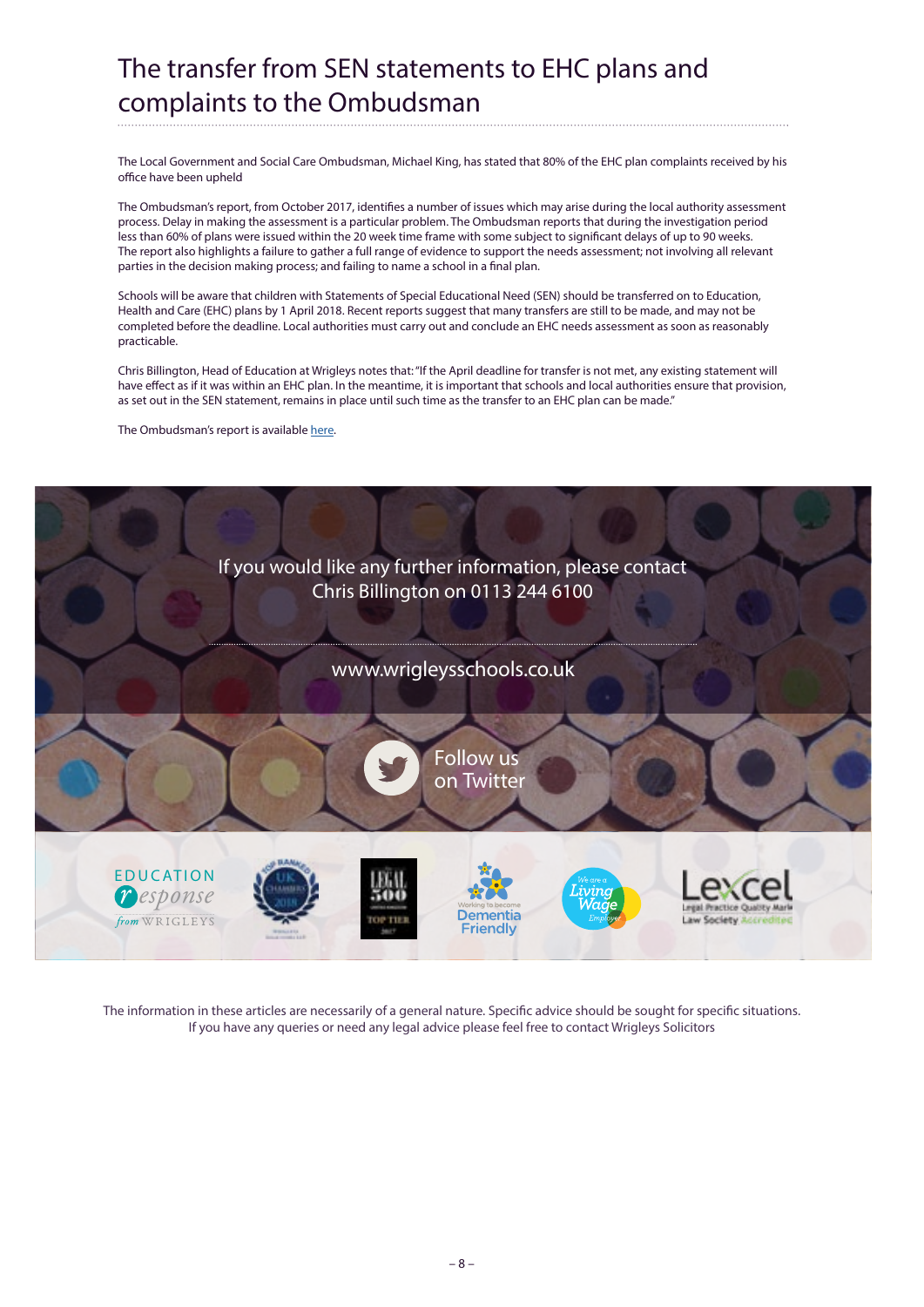# The transfer from SEN statements to EHC plans and complaints to the Ombudsman

The Local Government and Social Care Ombudsman, Michael King, has stated that 80% of the EHC plan complaints received by his office have been upheld

The Ombudsman's report, from October 2017, identifies a number of issues which may arise during the local authority assessment process. Delay in making the assessment is a particular problem. The Ombudsman reports that during the investigation period less than 60% of plans were issued within the 20 week time frame with some subject to significant delays of up to 90 weeks. The report also highlights a failure to gather a full range of evidence to support the needs assessment; not involving all relevant parties in the decision making process; and failing to name a school in a final plan.

Schools will be aware that children with Statements of Special Educational Need (SEN) should be transferred on to Education, Health and Care (EHC) plans by 1 April 2018. Recent reports suggest that many transfers are still to be made, and may not be completed before the deadline. Local authorities must carry out and conclude an EHC needs assessment as soon as reasonably practicable.

Chris Billington, Head of Education at Wrigleys notes that: "If the April deadline for transfer is not met, any existing statement will have effect as if it was within an EHC plan. In the meantime, it is important that schools and local authorities ensure that provision, as set out in the SEN statement, remains in place until such time as the transfer to an EHC plan can be made."

The Ombudsman's report is available here.

If you would like any further information, please contact Chris Billington on 0113 244 6100

www.wrigleysschools.co.uk

Follow us on Twitter

The information in these articles are necessarily of a general nature. Specific advice should be sought for specific situations. If you have any queries or need any legal advice please feel free to contact Wrigleys Solicitors